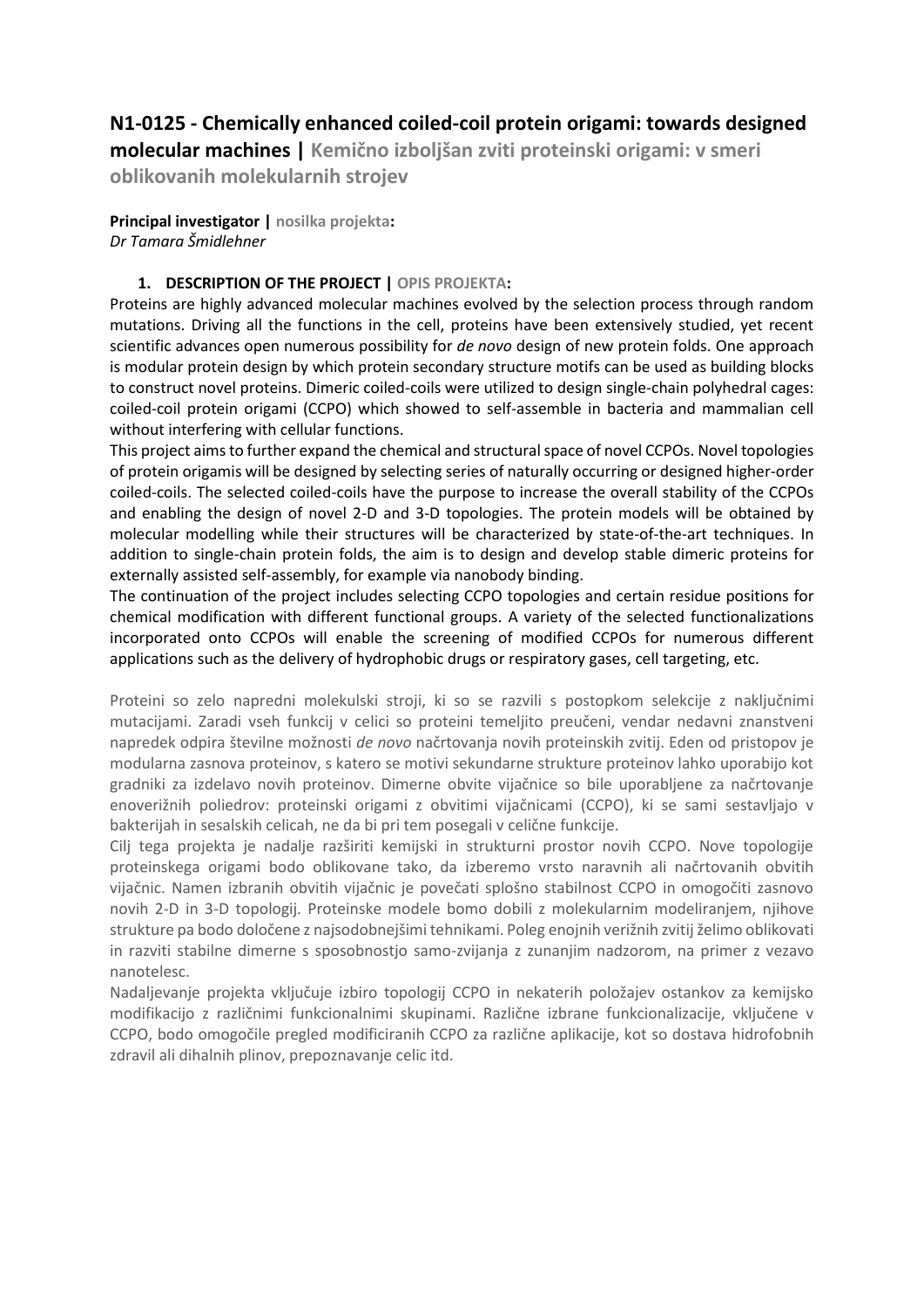# N1-0125 - Chemically enhanced coiled-coil protein origami: towards designed molecular machines | Kemično izboljšan zviti proteinski origami: v smeri oblikovanih molekularnih strojev

**Principal investigator | nosilka projekta:**
*Dr Tamara Šmidlehner*

## 1. DESCRIPTION OF THE PROJECT | OPIS PROJEKTA:

Proteins are highly advanced molecular machines evolved by the selection process through random mutations. Driving all the functions in the cell, proteins have been extensively studied, yet recent scientific advances open numerous possibility for *de novo* design of new protein folds. One approach is modular protein design by which protein secondary structure motifs can be used as building blocks to construct novel proteins. Dimeric coiled-coils were utilized to design single-chain polyhedral cages: coiled-coil protein origami (CCPO) which showed to self-assemble in bacteria and mammalian cell without interfering with cellular functions.

This project aims to further expand the chemical and structural space of novel CCPOs. Novel topologies of protein origamis will be designed by selecting series of naturally occurring or designed higher-order coiled-coils. The selected coiled-coils have the purpose to increase the overall stability of the CCPOs and enabling the design of novel 2-D and 3-D topologies. The protein models will be obtained by molecular modelling while their structures will be characterized by state-of-the-art techniques. In addition to single-chain protein folds, the aim is to design and develop stable dimeric proteins for externally assisted self-assembly, for example via nanobody binding.

The continuation of the project includes selecting CCPO topologies and certain residue positions for chemical modification with different functional groups. A variety of the selected functionalizations incorporated onto CCPOs will enable the screening of modified CCPOs for numerous different applications such as the delivery of hydrophobic drugs or respiratory gases, cell targeting, etc.

Proteini so zelo napredni molekulski stroji, ki so se razvili s postopkom selekcije z naključnimi mutacijami. Zaradi vseh funkcij v celici so proteini temeljito preučeni, vendar nedavni znanstveni napredek odpira številne možnosti *de novo* načrtovanja novih proteinskih zvitij. Eden od pristopov je modularna zasnova proteinov, s katero se motivi sekundarne strukture proteinov lahko uporabijo kot gradniki za izdelavo novih proteinov. Dimerne obvite vijačnice so bile uporabljene za načrtovanje enoverižnih poliedrov: proteinski origami z obvitimi vijačnicami (CCPO), ki se sami sestavljajo v bakterijah in sesalskih celicah, ne da bi pri tem posegali v celične funkcije.

Cilj tega projekta je nadalje razširiti kemijski in strukturni prostor novih CCPO. Nove topologije proteinskega origami bodo oblikovane tako, da izberemo vrsto naravnih ali načrtovanih obvitih vijačnic. Namen izbranih obvitih vijačnic je povečati splošno stabilnost CCPO in omogočiti zasnovo novih 2-D in 3-D topologij. Proteinske modele bomo dobili z molekularnim modeliranjem, njihove strukture pa bodo določene z najsodobnejšimi tehnikami. Poleg enojnih verižnih zvitij želimo oblikovati in razviti stabilne dimerne s sposobnostjo samo-zvijanja z zunanjim nadzorom, na primer z vezavo nanotelesc.

Nadaljevanje projekta vključuje izbiro topologij CCPO in nekaterih položajev ostankov za kemijsko modifikacijo z različnimi funkcionalnimi skupinami. Različne izbrane funkcionalizacije, vključene v CCPO, bodo omogočile pregled modificiranih CCPO za različne aplikacije, kot so dostava hidrofobnih zdravil ali dihalnih plinov, prepoznavanje celic itd.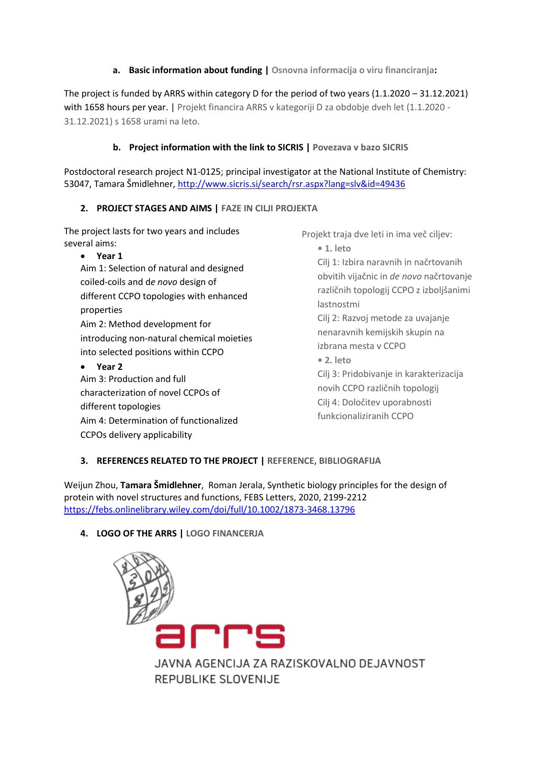### a. Basic information about funding | Osnovna informacija o viru financiranja:

The project is funded by ARRS within category D for the period of two years (1.1.2020 – 31.12.2021) with 1658 hours per year. | Projekt financira ARRS v kategoriji D za obdobje dveh let (1.1.2020 - 31.12.2021) s 1658 urami na leto.

### b. Project information with the link to SICRIS | Povezava v bazo SICRIS

Postdoctoral research project N1-0125; principal investigator at the National Institute of Chemistry: 53047, Tamara Šmidlehner, http://www.sicris.si/search/rsr.aspx?lang=slv&id=49436

## 2. PROJECT STAGES AND AIMS | FAZE IN CILJI PROJEKTA

The project lasts for two years and includes several aims:

- **Year 1**

  Aim 1: Selection of natural and designed coiled-coils and *de novo* design of different CCPO topologies with enhanced properties

  Aim 2: Method development for introducing non-natural chemical moieties into selected positions within CCPO
- **Year 2**

  Aim 3: Production and full characterization of novel CCPOs of different topologies

  Aim 4: Determination of functionalized CCPOs delivery applicability

Projekt traja dve leti in ima več ciljev:

- **1. leto**

  Cilj 1: Izbira naravnih in načrtovanih obvitih vijačnic in *de novo* načrtovanje različnih topologij CCPO z izboljšanimi lastnostmi

  Cilj 2: Razvoj metode za uvajanje nenaravnih kemijskih skupin na izbrana mesta v CCPO
- **2. leto**

  Cilj 3: Pridobivanje in karakterizacija novih CCPO različnih topologij

  Cilj 4: Določitev uporabnosti funkcionaliziranih CCPO

## 3. REFERENCES RELATED TO THE PROJECT | REFERENCE, BIBLIOGRAFIJA

Weijun Zhou, **Tamara Šmidlehner**, Roman Jerala, Synthetic biology principles for the design of protein with novel structures and functions, FEBS Letters, 2020, 2199-2212 https://febs.onlinelibrary.wiley.com/doi/full/10.1002/1873-3468.13796

## 4. LOGO OF THE ARRS | LOGO FINANCERJA

arrs

JAVNA AGENCIJA ZA RAZISKOVALNO DEJAVNOST
REPUBLIKE SLOVENIJE